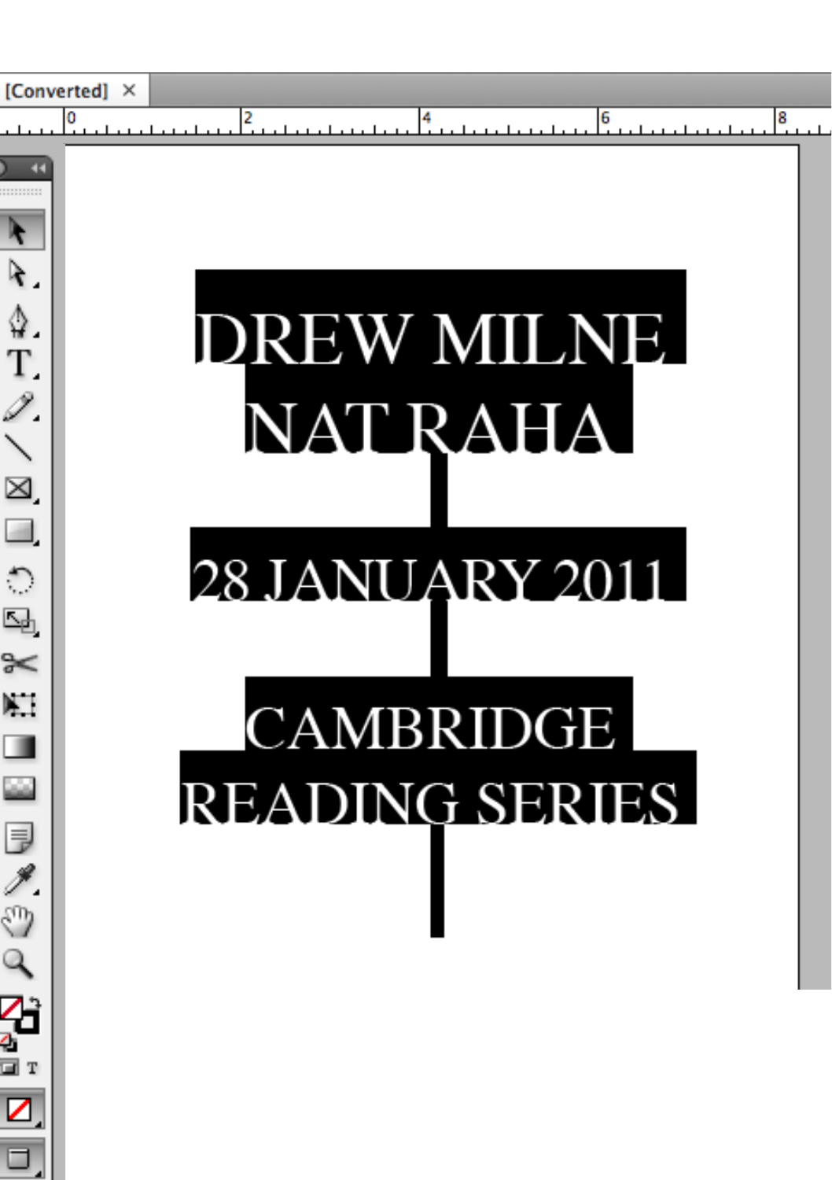# DREW MILNE
# NAT RAHA

## 28 JANUARY 2011

## CAMBRIDGE READING SERIES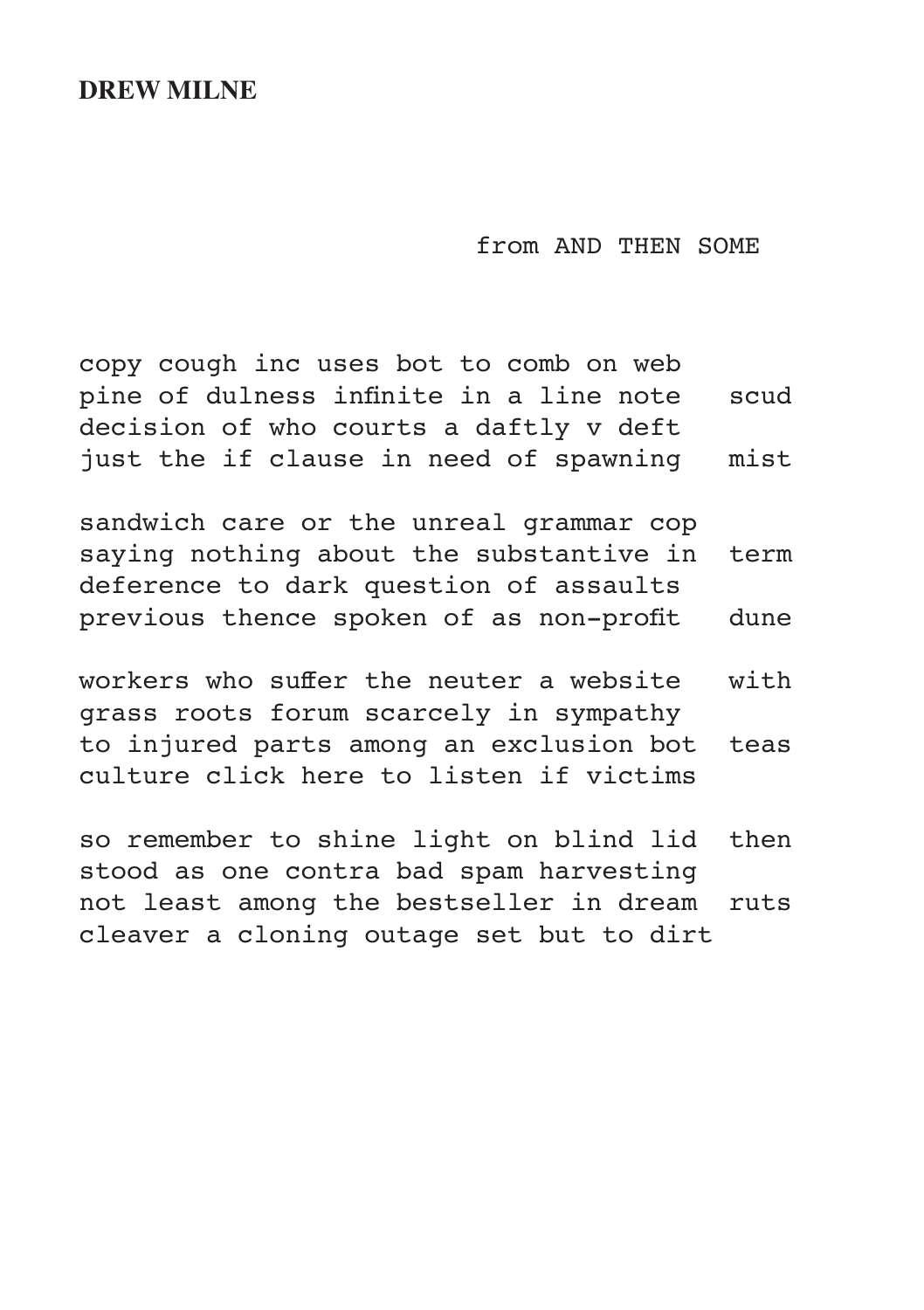**DREW MILNE**

from AND THEN SOME

```
copy cough inc uses bot to comb on web
pine of dulness infinite in a line note   scud
decision of who courts a daftly v deft
just the if clause in need of spawning   mist

sandwich care or the unreal grammar cop
saying nothing about the substantive in  term
deference to dark question of assaults
previous thence spoken of as non-profit   dune

workers who suffer the neuter a website   with
grass roots forum scarcely in sympathy
to injured parts among an exclusion bot  teas
culture click here to listen if victims

so remember to shine light on blind lid  then
stood as one contra bad spam harvesting
not least among the bestseller in dream  ruts
cleaver a cloning outage set but to dirt
```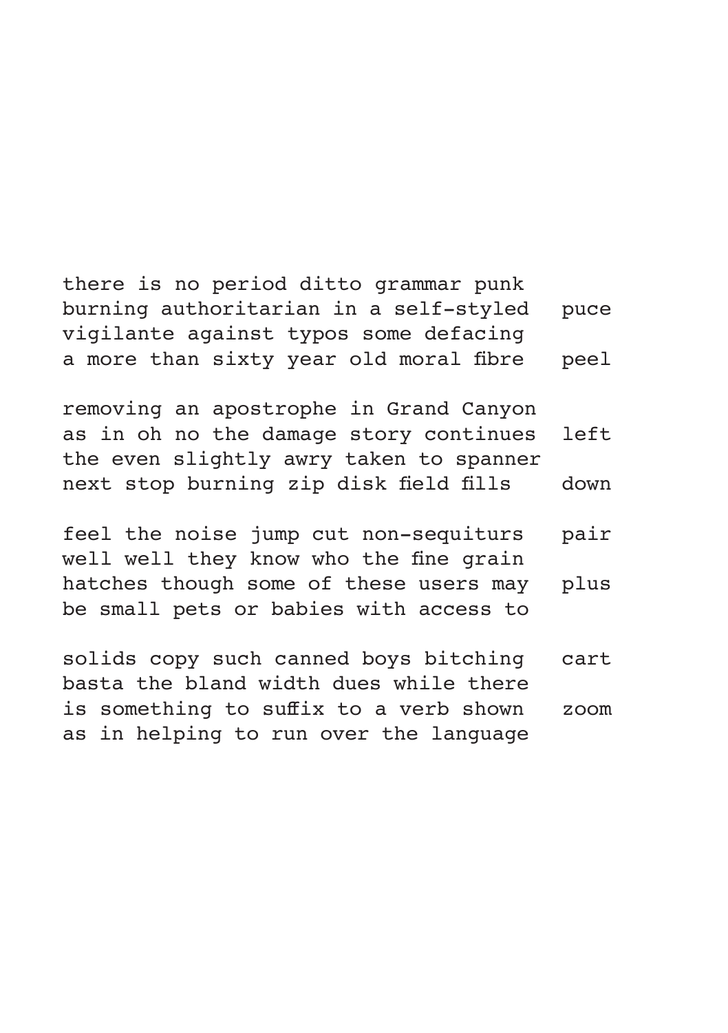there is no period ditto grammar punk
burning authoritarian in a self-styled   puce
vigilante against typos some defacing
a more than sixty year old moral fibre   peel

removing an apostrophe in Grand Canyon
as in oh no the damage story continues   left
the even slightly awry taken to spanner
next stop burning zip disk field fills   down

feel the noise jump cut non-sequiturs   pair
well well they know who the fine grain
hatches though some of these users may   plus
be small pets or babies with access to

solids copy such canned boys bitching   cart
basta the bland width dues while there
is something to suffix to a verb shown   zoom
as in helping to run over the language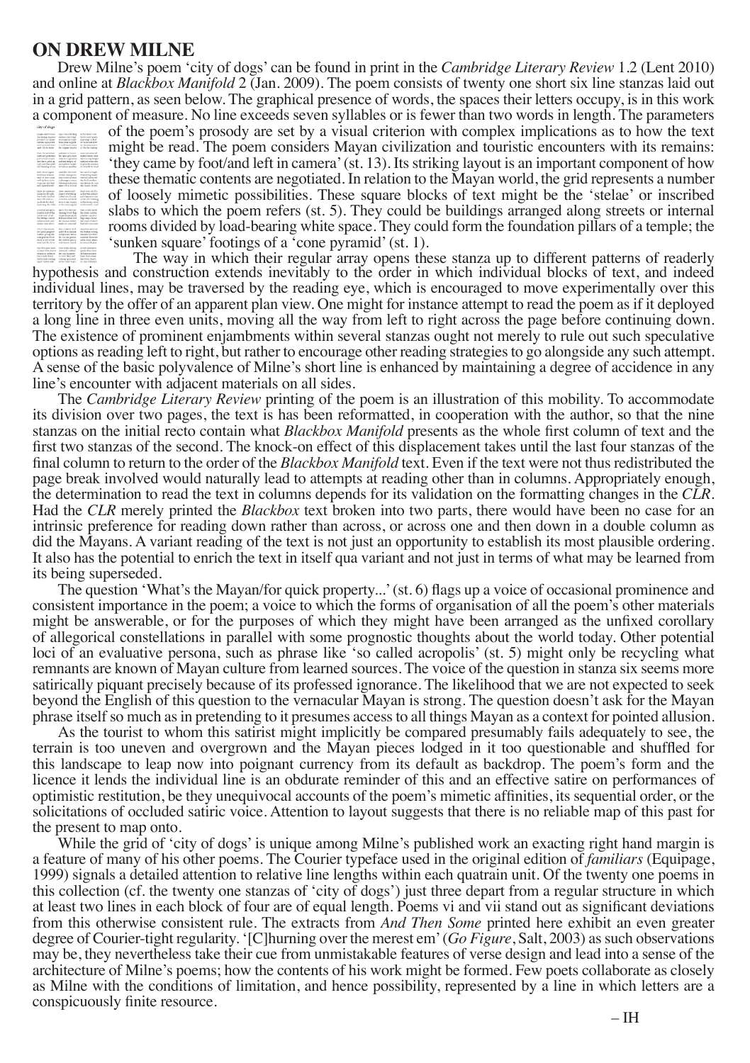# ON DREW MILNE

Drew Milne's poem 'city of dogs' can be found in print in the *Cambridge Literary Review* 1.2 (Lent 2010) and online at *Blackbox Manifold* 2 (Jan. 2009). The poem consists of twenty one short six line stanzas laid out in a grid pattern, as seen below. The graphical presence of words, the spaces their letters occupy, is in this work a component of measure. No line exceeds seven syllables or is fewer than two words in length. The parameters of the poem's prosody are set by a visual criterion with complex implications as to how the text might be read. The poem considers Mayan civilization and touristic encounters with its remains: 'they came by foot/and left in camera' (st. 13). Its striking layout is an important component of how these thematic contents are negotiated. In relation to the Mayan world, the grid represents a number of loosely mimetic possibilities. These square blocks of text might be the 'stelae' or inscribed slabs to which the poem refers (st. 5). They could be buildings arranged along streets or internal rooms divided by load-bearing white space. They could form the foundation pillars of a temple; the 'sunken square' footings of a 'cone pyramid' (st. 1).

The way in which their regular array opens these stanza up to different patterns of readerly hypothesis and construction extends inevitably to the order in which individual blocks of text, and indeed individual lines, may be traversed by the reading eye, which is encouraged to move experimentally over this territory by the offer of an apparent plan view. One might for instance attempt to read the poem as if it deployed a long line in three even units, moving all the way from left to right across the page before continuing down. The existence of prominent enjambments within several stanzas ought not merely to rule out such speculative options as reading left to right, but rather to encourage other reading strategies to go alongside any such attempt. A sense of the basic polyvalence of Milne's short line is enhanced by maintaining a degree of accidence in any line's encounter with adjacent materials on all sides.

The *Cambridge Literary Review* printing of the poem is an illustration of this mobility. To accommodate its division over two pages, the text is has been reformatted, in cooperation with the author, so that the nine stanzas on the initial recto contain what *Blackbox Manifold* presents as the whole first column of text and the first two stanzas of the second. The knock-on effect of this displacement takes until the last four stanzas of the final column to return to the order of the *Blackbox Manifold* text. Even if the text were not thus redistributed the page break involved would naturally lead to attempts at reading other than in columns. Appropriately enough, the determination to read the text in columns depends for its validation on the formatting changes in the *CLR*. Had the *CLR* merely printed the *Blackbox* text broken into two parts, there would have been no case for an intrinsic preference for reading down rather than across, or across one and then down in a double column as did the Mayans. A variant reading of the text is not just an opportunity to establish its most plausible ordering. It also has the potential to enrich the text in itself qua variant and not just in terms of what may be learned from its being superseded.

The question 'What's the Mayan/for quick property...' (st. 6) flags up a voice of occasional prominence and consistent importance in the poem; a voice to which the forms of organisation of all the poem's other materials might be answerable, or for the purposes of which they might have been arranged as the unfixed corollary of allegorical constellations in parallel with some prognostic thoughts about the world today. Other potential loci of an evaluative persona, such as phrase like 'so called acropolis' (st. 5) might only be recycling what remnants are known of Mayan culture from learned sources. The voice of the question in stanza six seems more satirically piquant precisely because of its professed ignorance. The likelihood that we are not expected to seek beyond the English of this question to the vernacular Mayan is strong. The question doesn't ask for the Mayan phrase itself so much as in pretending to it presumes access to all things Mayan as a context for pointed allusion.

As the tourist to whom this satirist might implicitly be compared presumably fails adequately to see, the terrain is too uneven and overgrown and the Mayan pieces lodged in it too questionable and shuffled for this landscape to leap now into poignant currency from its default as backdrop. The poem's form and the licence it lends the individual line is an obdurate reminder of this and an effective satire on performances of optimistic restitution, be they unequivocal accounts of the poem's mimetic affinities, its sequential order, or the solicitations of occluded satiric voice. Attention to layout suggests that there is no reliable map of this past for the present to map onto.

While the grid of 'city of dogs' is unique among Milne's published work an exacting right hand margin is a feature of many of his other poems. The Courier typeface used in the original edition of *familiars* (Equipage, 1999) signals a detailed attention to relative line lengths within each quatrain unit. Of the twenty one poems in this collection (cf. the twenty one stanzas of 'city of dogs') just three depart from a regular structure in which at least two lines in each block of four are of equal length. Poems vi and vii stand out as significant deviations from this otherwise consistent rule. The extracts from *And Then Some* printed here exhibit an even greater degree of Courier-tight regularity. '[C]hurning over the merest em' (*Go Figure*, Salt, 2003) as such observations may be, they nevertheless take their cue from unmistakable features of verse design and lead into a sense of the architecture of Milne's poems; how the contents of his work might be formed. Few poets collaborate as closely as Milne with the conditions of limitation, and hence possibility, represented by a line in which letters are a conspicuously finite resource.

– IH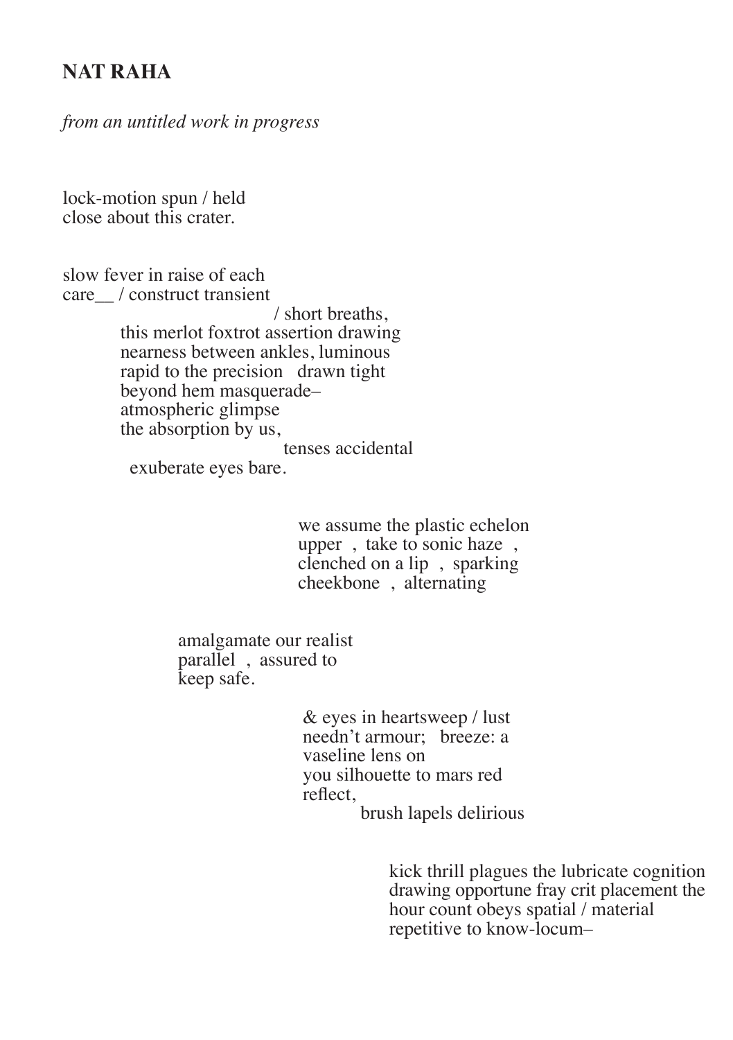## NAT RAHA

*from an untitled work in progress*

lock-motion spun / held
close about this crater.

slow fever in raise of each
care__ / construct transient
/ short breaths,
this merlot foxtrot assertion drawing
nearness between ankles, luminous
rapid to the precision   drawn tight
beyond hem masquerade–
atmospheric glimpse
the absorption by us,
tenses accidental
exuberate eyes bare.

we assume the plastic echelon
upper  , take to sonic haze  ,
clenched on a lip  , sparking
cheekbone  , alternating

amalgamate our realist
parallel  , assured to
keep safe.

& eyes in heartsweep / lust
needn't armour;   breeze: a
vaseline lens on
you silhouette to mars red
reflect,
brush lapels delirious

kick thrill plagues the lubricate cognition
drawing opportune fray crit placement the
hour count obeys spatial / material
repetitive to know-locum–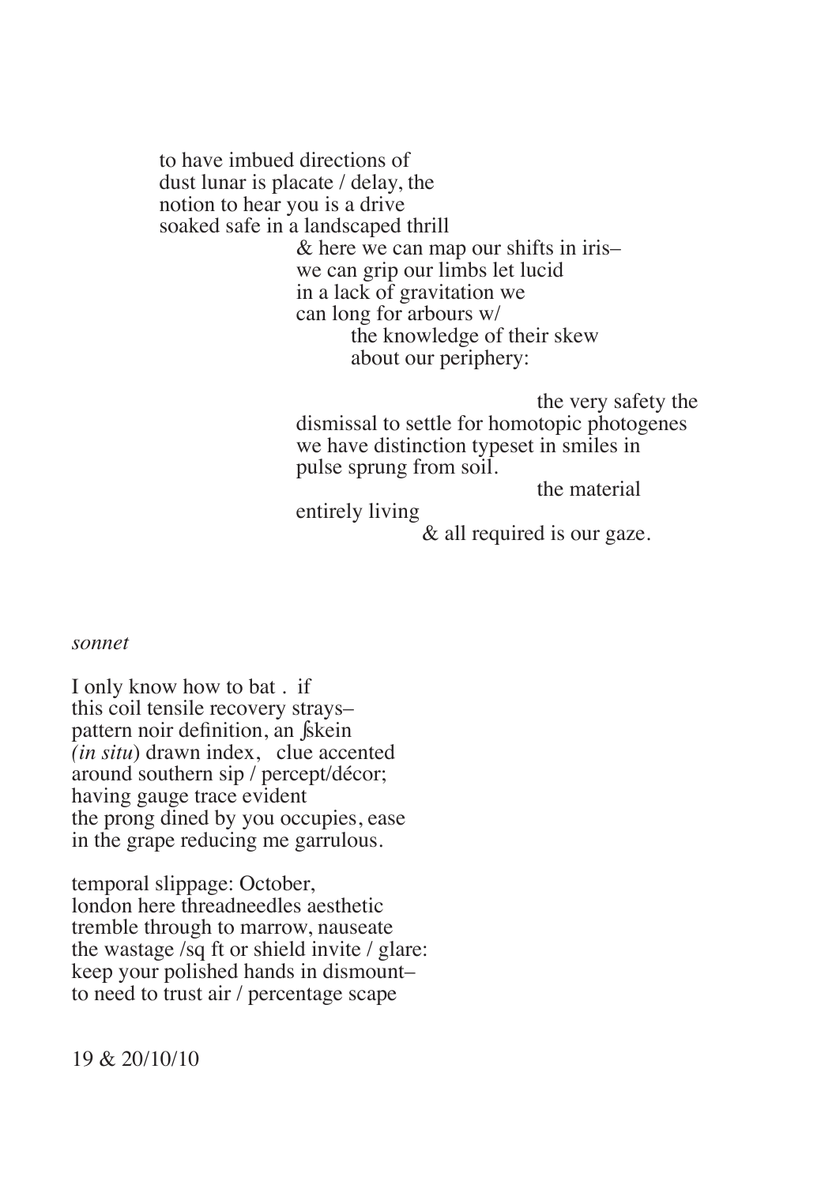to have imbued directions of
dust lunar is placate / delay, the
notion to hear you is a drive
soaked safe in a landscaped thrill
&nbsp;&nbsp;&nbsp;&nbsp;&nbsp;&nbsp;&nbsp;&nbsp;&nbsp;&nbsp;&nbsp;&nbsp;&nbsp;&nbsp;&nbsp;&nbsp;& here we can map our shifts in iris–
&nbsp;&nbsp;&nbsp;&nbsp;&nbsp;&nbsp;&nbsp;&nbsp;&nbsp;&nbsp;&nbsp;&nbsp;&nbsp;&nbsp;&nbsp;&nbsp;we can grip our limbs let lucid
&nbsp;&nbsp;&nbsp;&nbsp;&nbsp;&nbsp;&nbsp;&nbsp;&nbsp;&nbsp;&nbsp;&nbsp;&nbsp;&nbsp;&nbsp;&nbsp;in a lack of gravitation we
&nbsp;&nbsp;&nbsp;&nbsp;&nbsp;&nbsp;&nbsp;&nbsp;&nbsp;&nbsp;&nbsp;&nbsp;&nbsp;&nbsp;&nbsp;&nbsp;can long for arbours w/
&nbsp;&nbsp;&nbsp;&nbsp;&nbsp;&nbsp;&nbsp;&nbsp;&nbsp;&nbsp;&nbsp;&nbsp;&nbsp;&nbsp;&nbsp;&nbsp;&nbsp;&nbsp;&nbsp;&nbsp;&nbsp;&nbsp;the knowledge of their skew
&nbsp;&nbsp;&nbsp;&nbsp;&nbsp;&nbsp;&nbsp;&nbsp;&nbsp;&nbsp;&nbsp;&nbsp;&nbsp;&nbsp;&nbsp;&nbsp;&nbsp;&nbsp;&nbsp;&nbsp;&nbsp;&nbsp;about our periphery:

&nbsp;&nbsp;&nbsp;&nbsp;&nbsp;&nbsp;&nbsp;&nbsp;&nbsp;&nbsp;&nbsp;&nbsp;&nbsp;&nbsp;&nbsp;&nbsp;&nbsp;&nbsp;&nbsp;&nbsp;&nbsp;&nbsp;&nbsp;&nbsp;&nbsp;&nbsp;&nbsp;&nbsp;&nbsp;&nbsp;&nbsp;&nbsp;&nbsp;&nbsp;&nbsp;&nbsp;&nbsp;&nbsp;&nbsp;&nbsp;the very safety the
&nbsp;&nbsp;&nbsp;&nbsp;&nbsp;&nbsp;&nbsp;&nbsp;&nbsp;&nbsp;&nbsp;&nbsp;&nbsp;&nbsp;&nbsp;&nbsp;dismissal to settle for homotopic photogenes
&nbsp;&nbsp;&nbsp;&nbsp;&nbsp;&nbsp;&nbsp;&nbsp;&nbsp;&nbsp;&nbsp;&nbsp;&nbsp;&nbsp;&nbsp;&nbsp;we have distinction typeset in smiles in
&nbsp;&nbsp;&nbsp;&nbsp;&nbsp;&nbsp;&nbsp;&nbsp;&nbsp;&nbsp;&nbsp;&nbsp;&nbsp;&nbsp;&nbsp;&nbsp;pulse sprung from soil.
&nbsp;&nbsp;&nbsp;&nbsp;&nbsp;&nbsp;&nbsp;&nbsp;&nbsp;&nbsp;&nbsp;&nbsp;&nbsp;&nbsp;&nbsp;&nbsp;&nbsp;&nbsp;&nbsp;&nbsp;&nbsp;&nbsp;&nbsp;&nbsp;&nbsp;&nbsp;&nbsp;&nbsp;&nbsp;&nbsp;&nbsp;&nbsp;&nbsp;&nbsp;&nbsp;&nbsp;&nbsp;&nbsp;&nbsp;&nbsp;the material
&nbsp;&nbsp;&nbsp;&nbsp;&nbsp;&nbsp;&nbsp;&nbsp;&nbsp;&nbsp;&nbsp;&nbsp;&nbsp;&nbsp;&nbsp;&nbsp;entirely living
&nbsp;&nbsp;&nbsp;&nbsp;&nbsp;&nbsp;&nbsp;&nbsp;&nbsp;&nbsp;&nbsp;&nbsp;&nbsp;&nbsp;&nbsp;&nbsp;&nbsp;&nbsp;&nbsp;&nbsp;&nbsp;&nbsp;&nbsp;&nbsp;&nbsp;&nbsp;&nbsp;&nbsp;& all required is our gaze.

*sonnet*

I only know how to bat . if
this coil tensile recovery strays–
pattern noir definition, an ʃskein
*(in situ*) drawn index, clue accented
around southern sip / percept/décor;
having gauge trace evident
the prong dined by you occupies, ease
in the grape reducing me garrulous.

temporal slippage: October,
london here threadneedles aesthetic
tremble through to marrow, nauseate
the wastage /sq ft or shield invite / glare:
keep your polished hands in dismount–
to need to trust air / percentage scape

19 & 20/10/10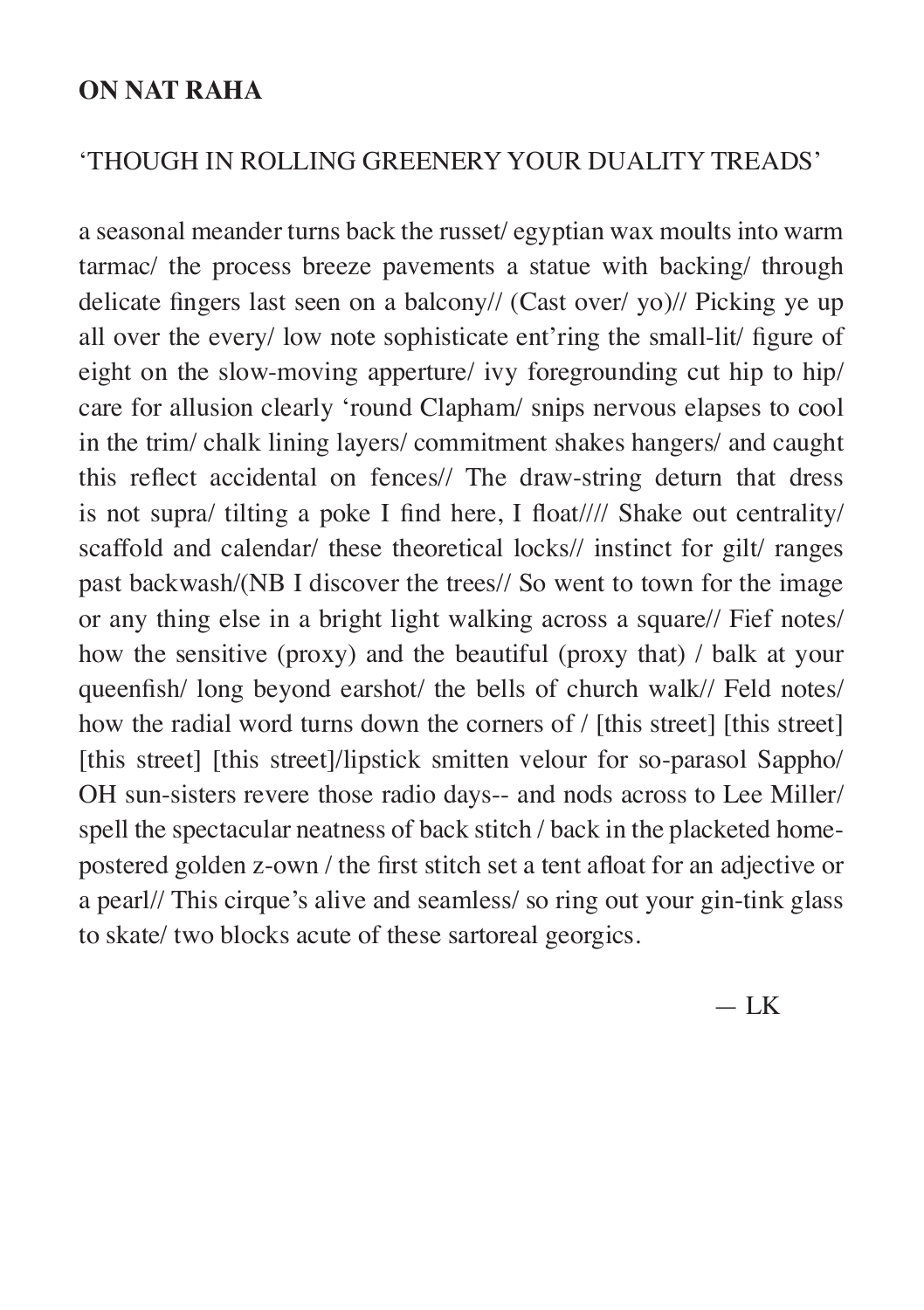**ON NAT RAHA**

'THOUGH IN ROLLING GREENERY YOUR DUALITY TREADS'

a seasonal meander turns back the russet/ egyptian wax moults into warm tarmac/ the process breeze pavements a statue with backing/ through delicate fingers last seen on a balcony// (Cast over/ yo)// Picking ye up all over the every/ low note sophisticate ent'ring the small-lit/ figure of eight on the slow-moving apperture/ ivy foregrounding cut hip to hip/ care for allusion clearly 'round Clapham/ snips nervous elapses to cool in the trim/ chalk lining layers/ commitment shakes hangers/ and caught this reflect accidental on fences// The draw-string deturn that dress is not supra/ tilting a poke I find here, I float//// Shake out centrality/ scaffold and calendar/ these theoretical locks// instinct for gilt/ ranges past backwash/(NB I discover the trees// So went to town for the image or any thing else in a bright light walking across a square// Fief notes/ how the sensitive (proxy) and the beautiful (proxy that) / balk at your queenfish/ long beyond earshot/ the bells of church walk// Feld notes/ how the radial word turns down the corners of / [this street] [this street] [this street] [this street]/lipstick smitten velour for so-parasol Sappho/ OH sun-sisters revere those radio days-- and nods across to Lee Miller/ spell the spectacular neatness of back stitch / back in the placketed home-postered golden z-own / the first stitch set a tent afloat for an adjective or a pearl// This cirque's alive and seamless/ so ring out your gin-tink glass to skate/ two blocks acute of these sartoreal georgics.

— LK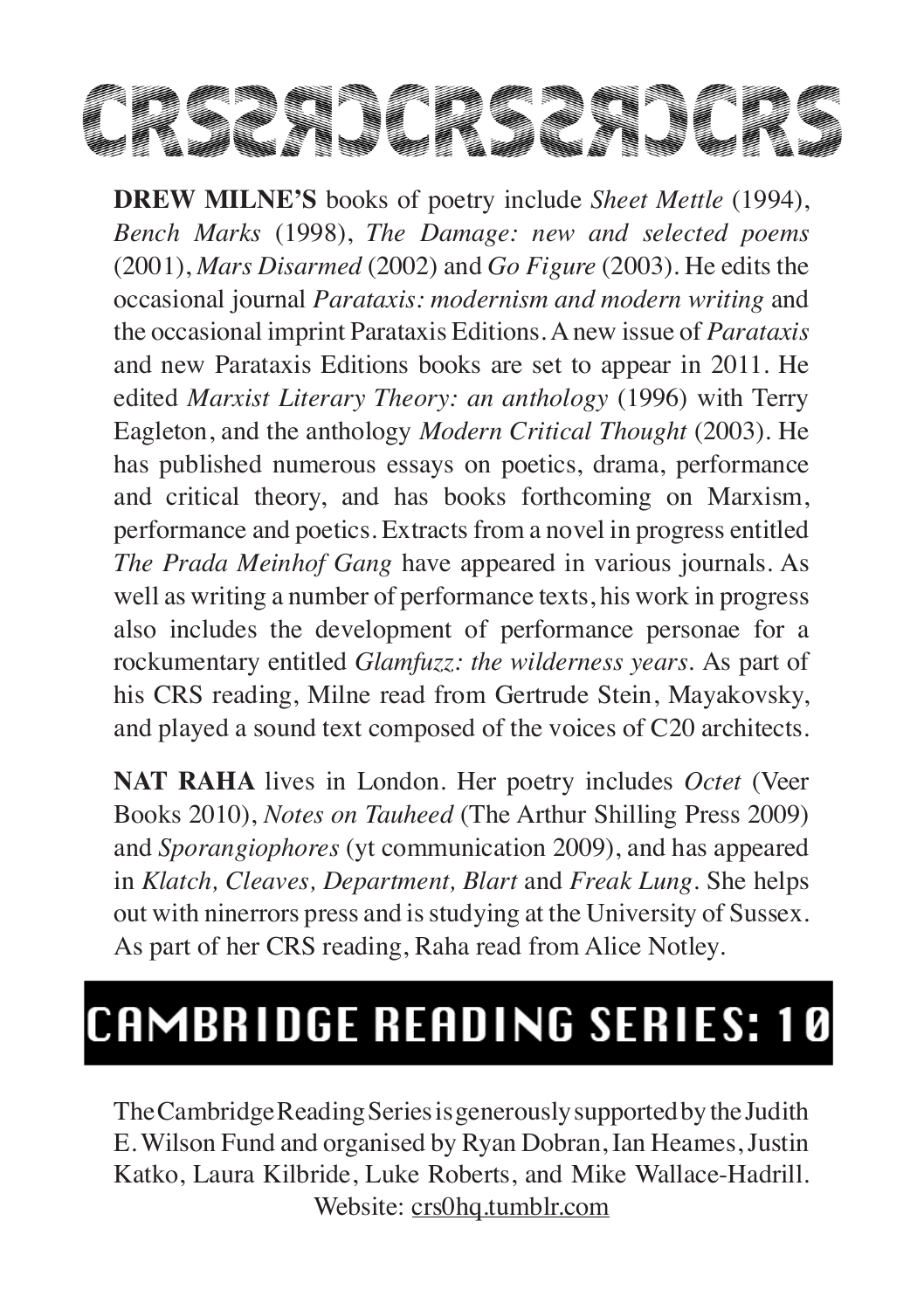CRSƧЯƆCRSƧЯƆCRS

**DREW MILNE'S** books of poetry include *Sheet Mettle* (1994), *Bench Marks* (1998), *The Damage: new and selected poems* (2001), *Mars Disarmed* (2002) and *Go Figure* (2003). He edits the occasional journal *Parataxis: modernism and modern writing* and the occasional imprint Parataxis Editions. A new issue of *Parataxis* and new Parataxis Editions books are set to appear in 2011. He edited *Marxist Literary Theory: an anthology* (1996) with Terry Eagleton, and the anthology *Modern Critical Thought* (2003). He has published numerous essays on poetics, drama, performance and critical theory, and has books forthcoming on Marxism, performance and poetics. Extracts from a novel in progress entitled *The Prada Meinhof Gang* have appeared in various journals. As well as writing a number of performance texts, his work in progress also includes the development of performance personae for a rockumentary entitled *Glamfuzz: the wilderness years*. As part of his CRS reading, Milne read from Gertrude Stein, Mayakovsky, and played a sound text composed of the voices of C20 architects.

**NAT RAHA** lives in London. Her poetry includes *Octet* (Veer Books 2010), *Notes on Tauheed* (The Arthur Shilling Press 2009) and *Sporangiophores* (yt communication 2009), and has appeared in *Klatch, Cleaves, Department, Blart* and *Freak Lung*. She helps out with ninerrors press and is studying at the University of Sussex. As part of her CRS reading, Raha read from Alice Notley.

# CAMBRIDGE READING SERIES: 10

The Cambridge Reading Series is generously supported by the Judith E. Wilson Fund and organised by Ryan Dobran, Ian Heames, Justin Katko, Laura Kilbride, Luke Roberts, and Mike Wallace-Hadrill. Website: crs0hq.tumblr.com